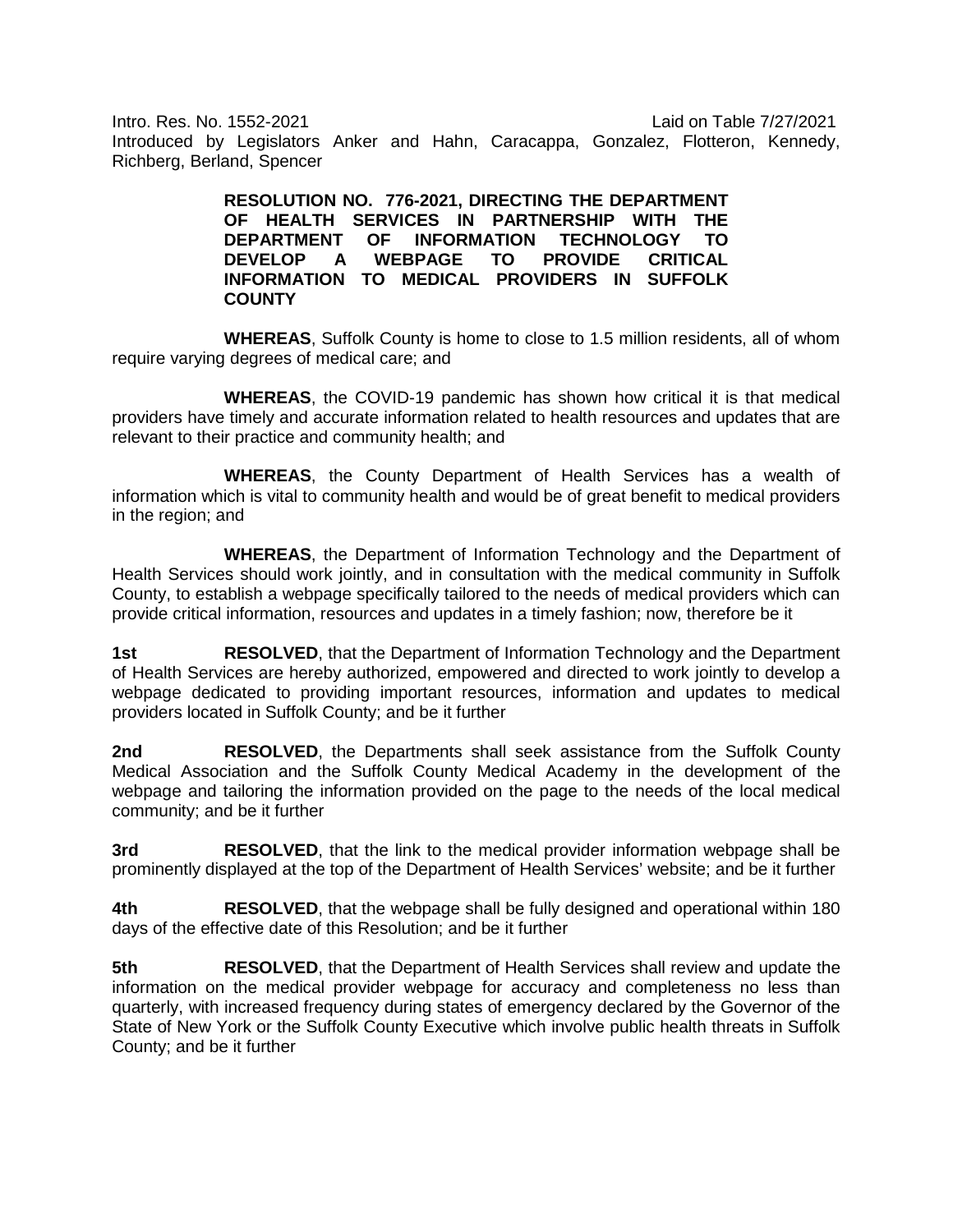Intro. Res. No. 1552-2021 Laid on Table 7/27/2021

Introduced by Legislators Anker and Hahn, Caracappa, Gonzalez, Flotteron, Kennedy, Richberg, Berland, Spencer

**RESOLUTION NO. 776-2021, DIRECTING THE DEPARTMENT OF HEALTH SERVICES IN PARTNERSHIP WITH THE DEPARTMENT OF INFORMATION TECHNOLOGY TO DEVELOP A WEBPAGE TO PROVIDE CRITICAL INFORMATION TO MEDICAL PROVIDERS IN SUFFOLK COUNTY**

**WHEREAS**, Suffolk County is home to close to 1.5 million residents, all of whom require varying degrees of medical care; and

**WHEREAS**, the COVID-19 pandemic has shown how critical it is that medical providers have timely and accurate information related to health resources and updates that are relevant to their practice and community health; and

**WHEREAS**, the County Department of Health Services has a wealth of information which is vital to community health and would be of great benefit to medical providers in the region; and

**WHEREAS**, the Department of Information Technology and the Department of Health Services should work jointly, and in consultation with the medical community in Suffolk County, to establish a webpage specifically tailored to the needs of medical providers which can provide critical information, resources and updates in a timely fashion; now, therefore be it

**1st** **RESOLVED**, that the Department of Information Technology and the Department of Health Services are hereby authorized, empowered and directed to work jointly to develop a webpage dedicated to providing important resources, information and updates to medical providers located in Suffolk County; and be it further

**2nd** **RESOLVED**, the Departments shall seek assistance from the Suffolk County Medical Association and the Suffolk County Medical Academy in the development of the webpage and tailoring the information provided on the page to the needs of the local medical community; and be it further

**3rd** **RESOLVED**, that the link to the medical provider information webpage shall be prominently displayed at the top of the Department of Health Services' website; and be it further

**4th** **RESOLVED**, that the webpage shall be fully designed and operational within 180 days of the effective date of this Resolution; and be it further

**5th** **RESOLVED**, that the Department of Health Services shall review and update the information on the medical provider webpage for accuracy and completeness no less than quarterly, with increased frequency during states of emergency declared by the Governor of the State of New York or the Suffolk County Executive which involve public health threats in Suffolk County; and be it further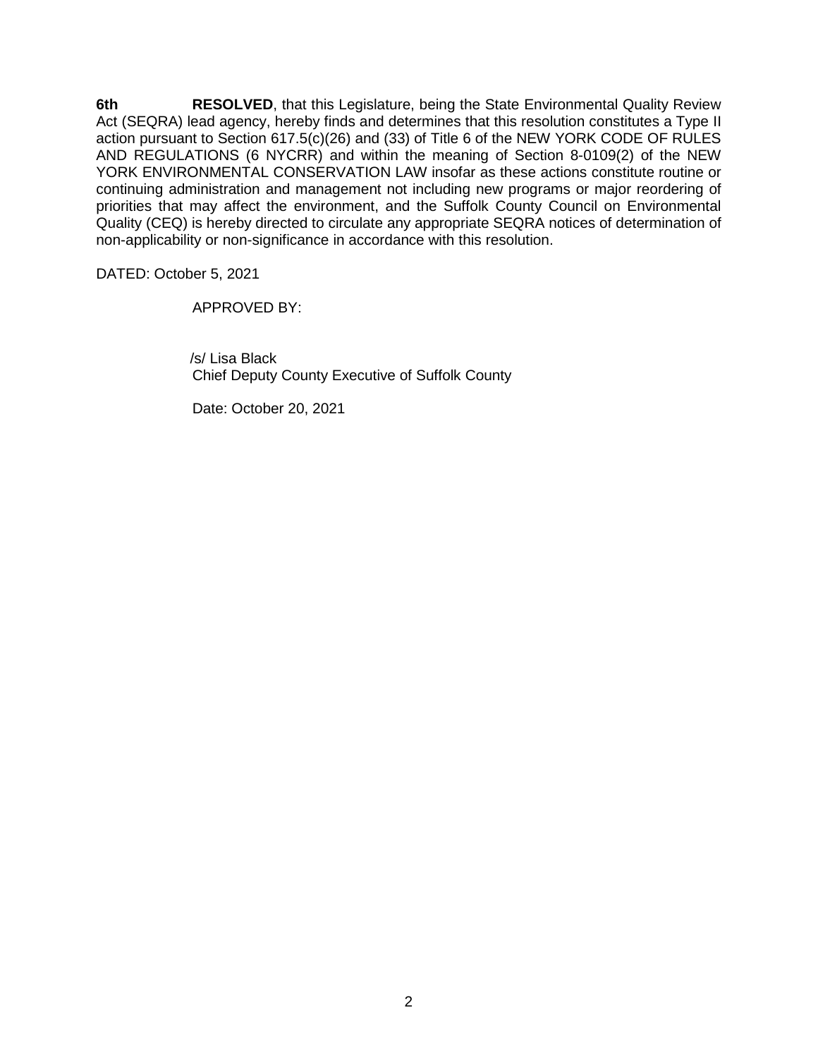**6th** **RESOLVED**, that this Legislature, being the State Environmental Quality Review Act (SEQRA) lead agency, hereby finds and determines that this resolution constitutes a Type II action pursuant to Section 617.5(c)(26) and (33) of Title 6 of the NEW YORK CODE OF RULES AND REGULATIONS (6 NYCRR) and within the meaning of Section 8-0109(2) of the NEW YORK ENVIRONMENTAL CONSERVATION LAW insofar as these actions constitute routine or continuing administration and management not including new programs or major reordering of priorities that may affect the environment, and the Suffolk County Council on Environmental Quality (CEQ) is hereby directed to circulate any appropriate SEQRA notices of determination of non-applicability or non-significance in accordance with this resolution.

DATED: October 5, 2021

APPROVED BY:

/s/ Lisa Black
Chief Deputy County Executive of Suffolk County

Date: October 20, 2021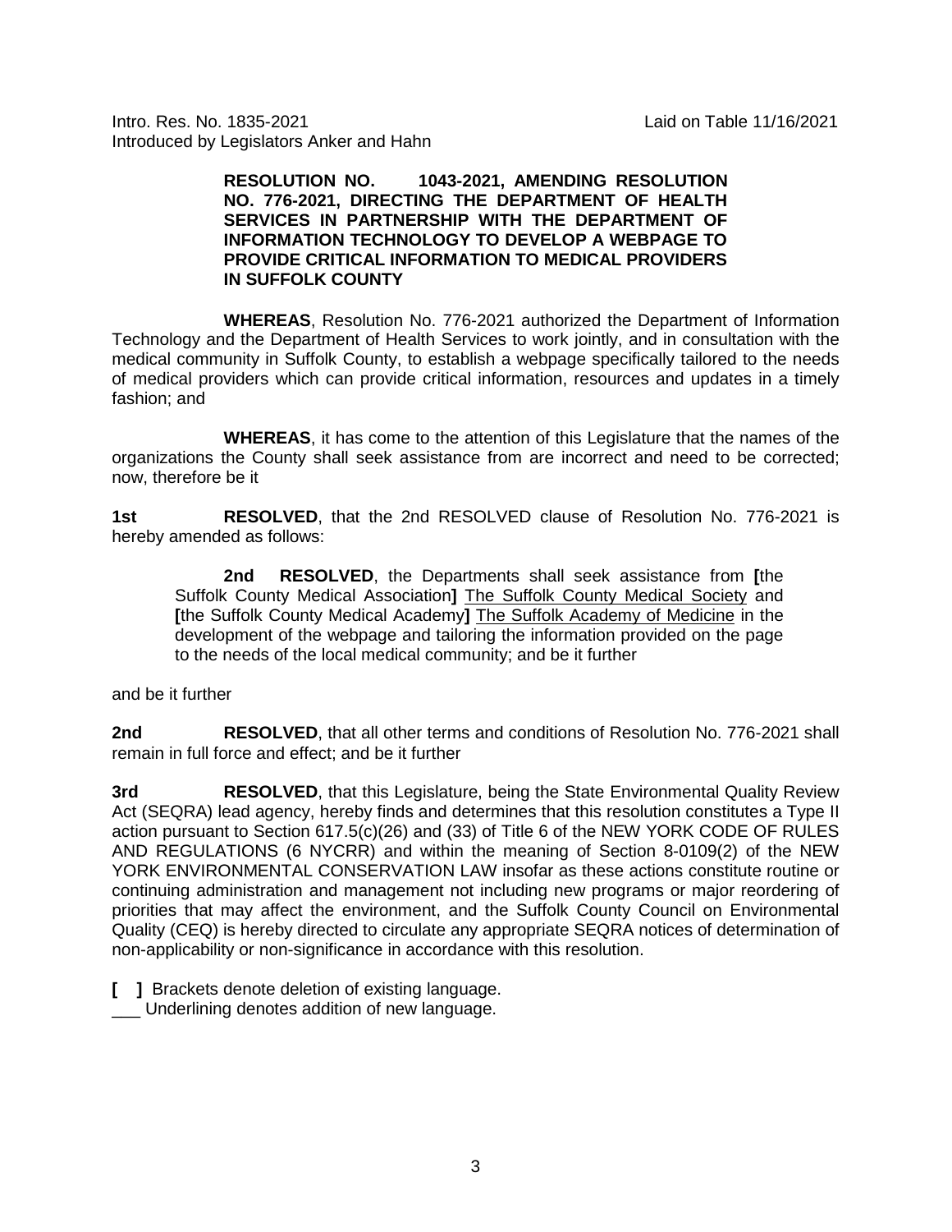Intro. Res. No. 1835-2021 Laid on Table 11/16/2021
Introduced by Legislators Anker and Hahn

**RESOLUTION NO. 1043-2021, AMENDING RESOLUTION NO. 776-2021, DIRECTING THE DEPARTMENT OF HEALTH SERVICES IN PARTNERSHIP WITH THE DEPARTMENT OF INFORMATION TECHNOLOGY TO DEVELOP A WEBPAGE TO PROVIDE CRITICAL INFORMATION TO MEDICAL PROVIDERS IN SUFFOLK COUNTY**

**WHEREAS**, Resolution No. 776-2021 authorized the Department of Information Technology and the Department of Health Services to work jointly, and in consultation with the medical community in Suffolk County, to establish a webpage specifically tailored to the needs of medical providers which can provide critical information, resources and updates in a timely fashion; and

**WHEREAS**, it has come to the attention of this Legislature that the names of the organizations the County shall seek assistance from are incorrect and need to be corrected; now, therefore be it

**1st RESOLVED**, that the 2nd RESOLVED clause of Resolution No. 776-2021 is hereby amended as follows:

> **2nd RESOLVED**, the Departments shall seek assistance from **[**the Suffolk County Medical Association**]** <u>The Suffolk County Medical Society</u> and **[**the Suffolk County Medical Academy**]** <u>The Suffolk Academy of Medicine</u> in the development of the webpage and tailoring the information provided on the page to the needs of the local medical community; and be it further

and be it further

**2nd RESOLVED**, that all other terms and conditions of Resolution No. 776-2021 shall remain in full force and effect; and be it further

**3rd RESOLVED**, that this Legislature, being the State Environmental Quality Review Act (SEQRA) lead agency, hereby finds and determines that this resolution constitutes a Type II action pursuant to Section 617.5(c)(26) and (33) of Title 6 of the NEW YORK CODE OF RULES AND REGULATIONS (6 NYCRR) and within the meaning of Section 8-0109(2) of the NEW YORK ENVIRONMENTAL CONSERVATION LAW insofar as these actions constitute routine or continuing administration and management not including new programs or major reordering of priorities that may affect the environment, and the Suffolk County Council on Environmental Quality (CEQ) is hereby directed to circulate any appropriate SEQRA notices of determination of non-applicability or non-significance in accordance with this resolution.

**[ ]** Brackets denote deletion of existing language.
___ Underlining denotes addition of new language.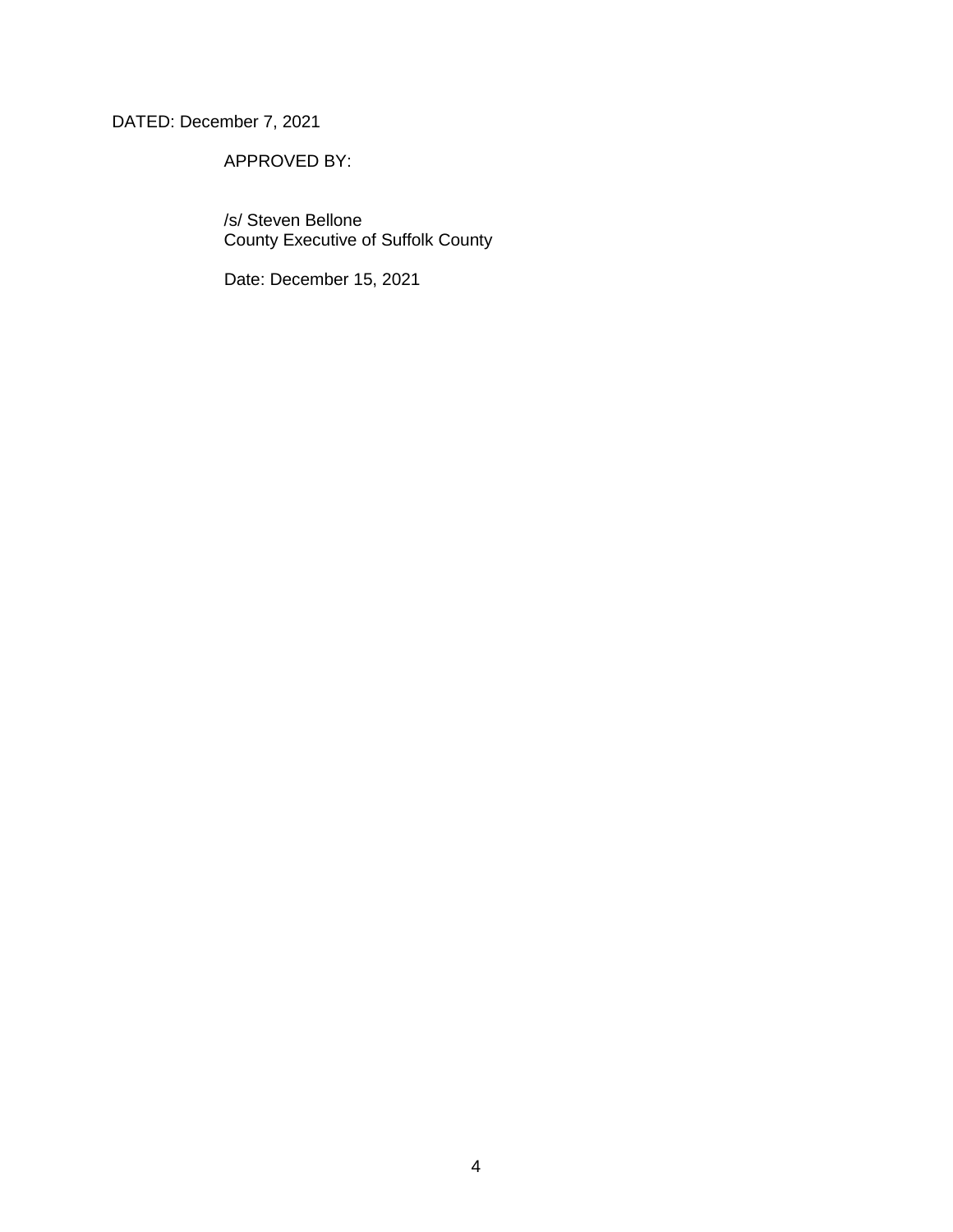DATED: December 7, 2021

APPROVED BY:

/s/ Steven Bellone
County Executive of Suffolk County

Date: December 15, 2021